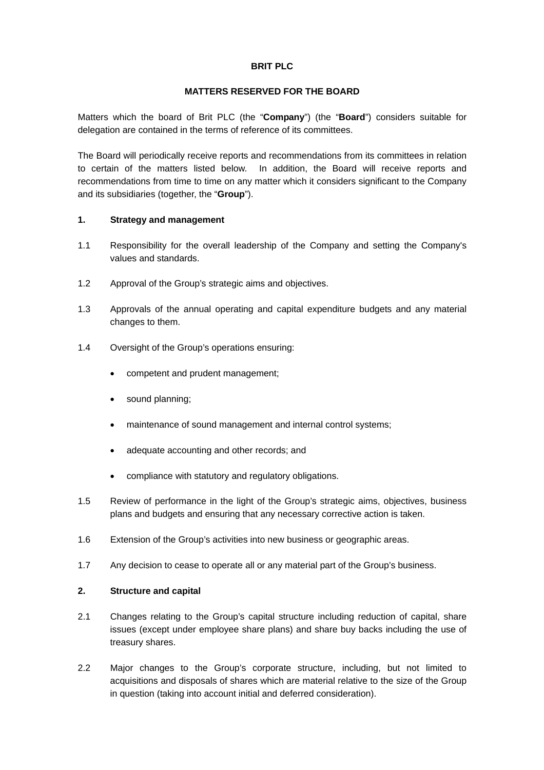# BRIT PLC

## MATTERS RESERVED FOR THE BOARD

Matters which the board of Brit PLC (the "**Company**") (the "**Board**") considers suitable for delegation are contained in the terms of reference of its committees.

The Board will periodically receive reports and recommendations from its committees in relation to certain of the matters listed below. In addition, the Board will receive reports and recommendations from time to time on any matter which it considers significant to the Company and its subsidiaries (together, the "**Group**").

### 1. Strategy and management

1.1 Responsibility for the overall leadership of the Company and setting the Company's values and standards.

1.2 Approval of the Group's strategic aims and objectives.

1.3 Approvals of the annual operating and capital expenditure budgets and any material changes to them.

1.4 Oversight of the Group's operations ensuring:

- competent and prudent management;
- sound planning;
- maintenance of sound management and internal control systems;
- adequate accounting and other records; and
- compliance with statutory and regulatory obligations.

1.5 Review of performance in the light of the Group's strategic aims, objectives, business plans and budgets and ensuring that any necessary corrective action is taken.

1.6 Extension of the Group's activities into new business or geographic areas.

1.7 Any decision to cease to operate all or any material part of the Group's business.

### 2. Structure and capital

2.1 Changes relating to the Group's capital structure including reduction of capital, share issues (except under employee share plans) and share buy backs including the use of treasury shares.

2.2 Major changes to the Group's corporate structure, including, but not limited to acquisitions and disposals of shares which are material relative to the size of the Group in question (taking into account initial and deferred consideration).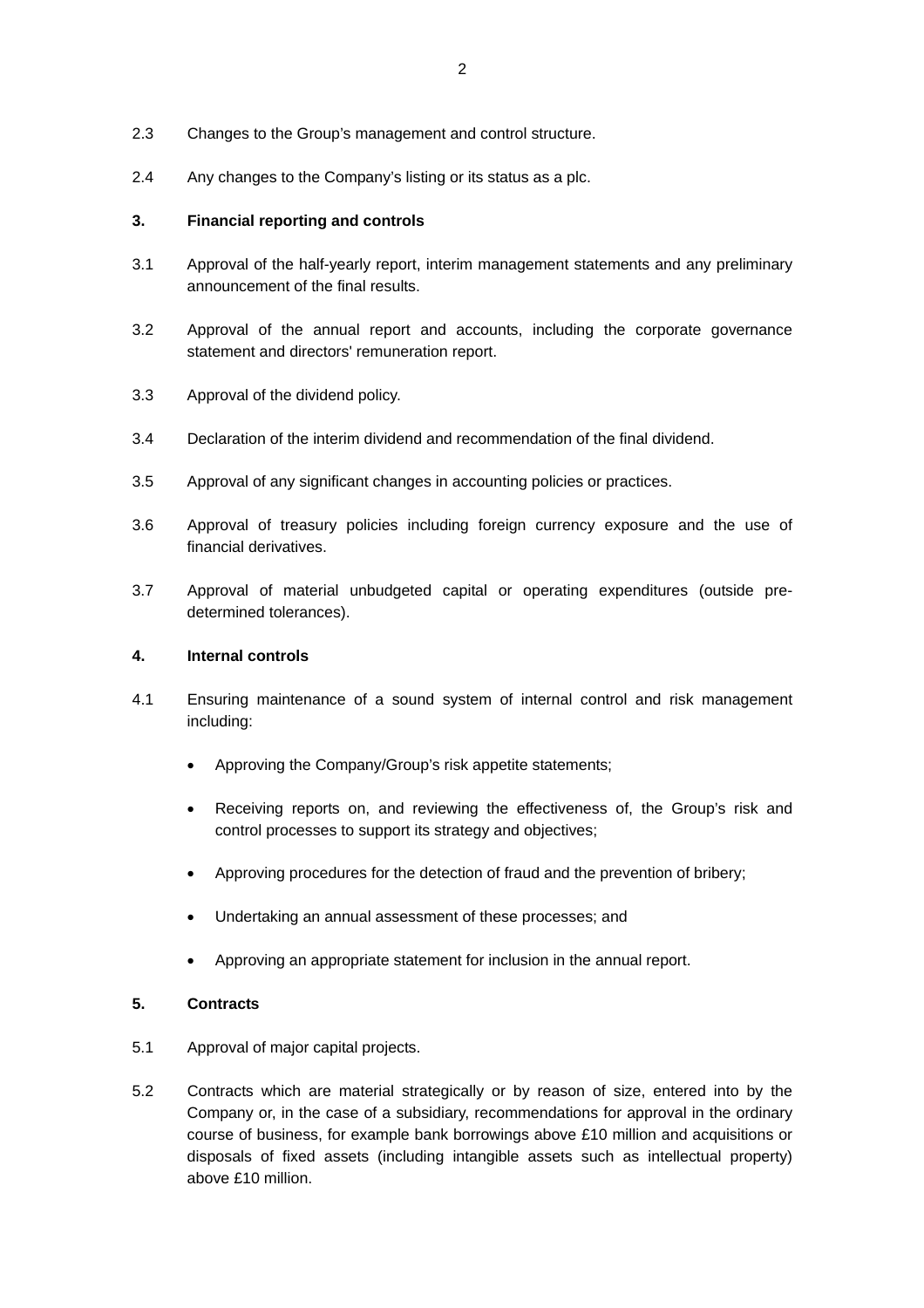2.3 Changes to the Group's management and control structure.

2.4 Any changes to the Company's listing or its status as a plc.

**3. Financial reporting and controls**

3.1 Approval of the half-yearly report, interim management statements and any preliminary announcement of the final results.

3.2 Approval of the annual report and accounts, including the corporate governance statement and directors' remuneration report.

3.3 Approval of the dividend policy.

3.4 Declaration of the interim dividend and recommendation of the final dividend.

3.5 Approval of any significant changes in accounting policies or practices.

3.6 Approval of treasury policies including foreign currency exposure and the use of financial derivatives.

3.7 Approval of material unbudgeted capital or operating expenditures (outside pre-determined tolerances).

**4. Internal controls**

4.1 Ensuring maintenance of a sound system of internal control and risk management including:

- Approving the Company/Group's risk appetite statements;
- Receiving reports on, and reviewing the effectiveness of, the Group's risk and control processes to support its strategy and objectives;
- Approving procedures for the detection of fraud and the prevention of bribery;
- Undertaking an annual assessment of these processes; and
- Approving an appropriate statement for inclusion in the annual report.

**5. Contracts**

5.1 Approval of major capital projects.

5.2 Contracts which are material strategically or by reason of size, entered into by the Company or, in the case of a subsidiary, recommendations for approval in the ordinary course of business, for example bank borrowings above £10 million and acquisitions or disposals of fixed assets (including intangible assets such as intellectual property) above £10 million.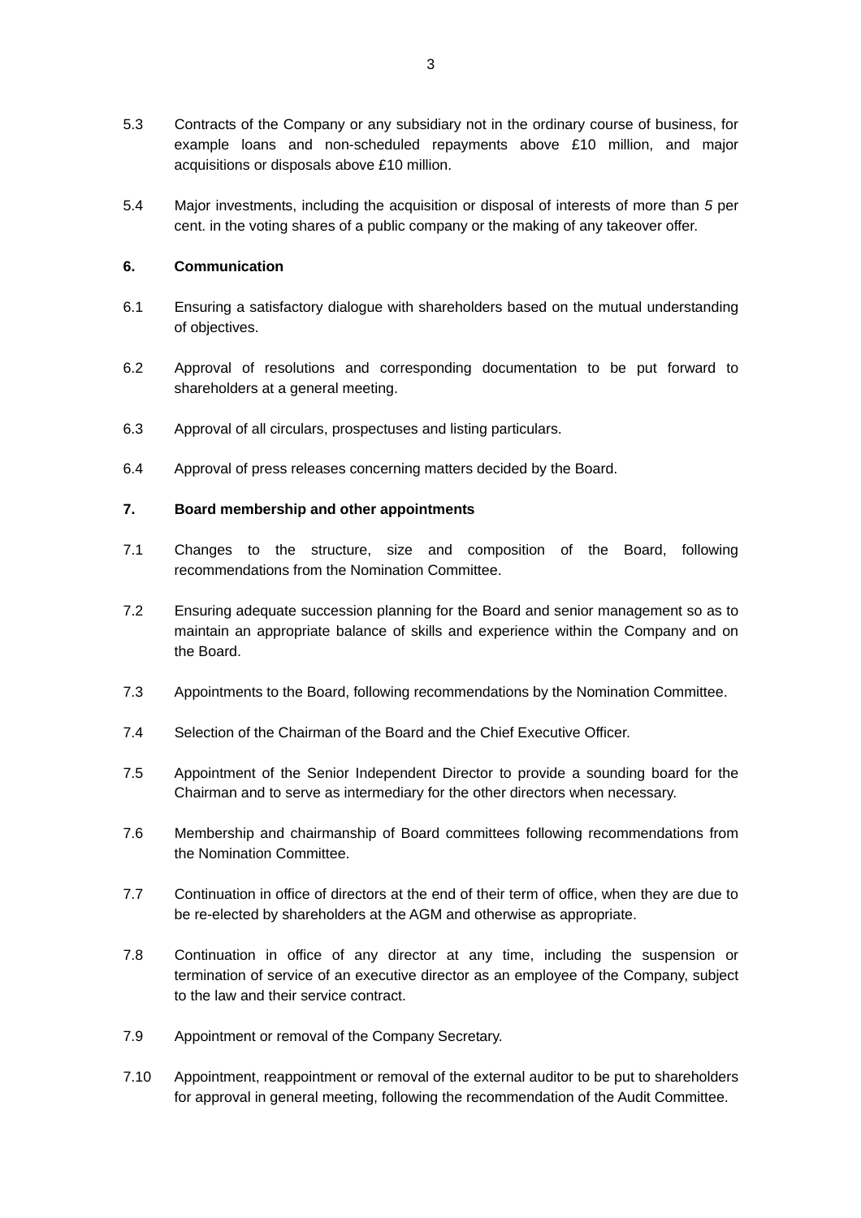5.3 Contracts of the Company or any subsidiary not in the ordinary course of business, for example loans and non-scheduled repayments above £10 million, and major acquisitions or disposals above £10 million.

5.4 Major investments, including the acquisition or disposal of interests of more than *5* per cent. in the voting shares of a public company or the making of any takeover offer.

**6. Communication**

6.1 Ensuring a satisfactory dialogue with shareholders based on the mutual understanding of objectives.

6.2 Approval of resolutions and corresponding documentation to be put forward to shareholders at a general meeting.

6.3 Approval of all circulars, prospectuses and listing particulars.

6.4 Approval of press releases concerning matters decided by the Board.

**7. Board membership and other appointments**

7.1 Changes to the structure, size and composition of the Board, following recommendations from the Nomination Committee.

7.2 Ensuring adequate succession planning for the Board and senior management so as to maintain an appropriate balance of skills and experience within the Company and on the Board.

7.3 Appointments to the Board, following recommendations by the Nomination Committee.

7.4 Selection of the Chairman of the Board and the Chief Executive Officer.

7.5 Appointment of the Senior Independent Director to provide a sounding board for the Chairman and to serve as intermediary for the other directors when necessary.

7.6 Membership and chairmanship of Board committees following recommendations from the Nomination Committee.

7.7 Continuation in office of directors at the end of their term of office, when they are due to be re-elected by shareholders at the AGM and otherwise as appropriate.

7.8 Continuation in office of any director at any time, including the suspension or termination of service of an executive director as an employee of the Company, subject to the law and their service contract.

7.9 Appointment or removal of the Company Secretary.

7.10 Appointment, reappointment or removal of the external auditor to be put to shareholders for approval in general meeting, following the recommendation of the Audit Committee.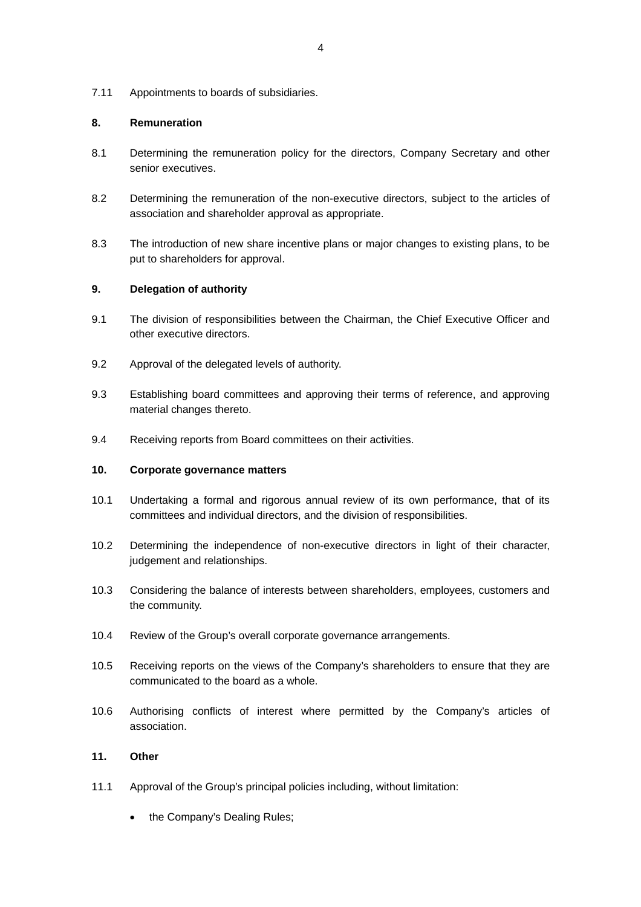7.11 Appointments to boards of subsidiaries.

**8. Remuneration**

8.1 Determining the remuneration policy for the directors, Company Secretary and other senior executives.

8.2 Determining the remuneration of the non-executive directors, subject to the articles of association and shareholder approval as appropriate.

8.3 The introduction of new share incentive plans or major changes to existing plans, to be put to shareholders for approval.

**9. Delegation of authority**

9.1 The division of responsibilities between the Chairman, the Chief Executive Officer and other executive directors.

9.2 Approval of the delegated levels of authority.

9.3 Establishing board committees and approving their terms of reference, and approving material changes thereto.

9.4 Receiving reports from Board committees on their activities.

**10. Corporate governance matters**

10.1 Undertaking a formal and rigorous annual review of its own performance, that of its committees and individual directors, and the division of responsibilities.

10.2 Determining the independence of non-executive directors in light of their character, judgement and relationships.

10.3 Considering the balance of interests between shareholders, employees, customers and the community.

10.4 Review of the Group's overall corporate governance arrangements.

10.5 Receiving reports on the views of the Company's shareholders to ensure that they are communicated to the board as a whole.

10.6 Authorising conflicts of interest where permitted by the Company's articles of association.

**11. Other**

11.1 Approval of the Group's principal policies including, without limitation:

- the Company's Dealing Rules;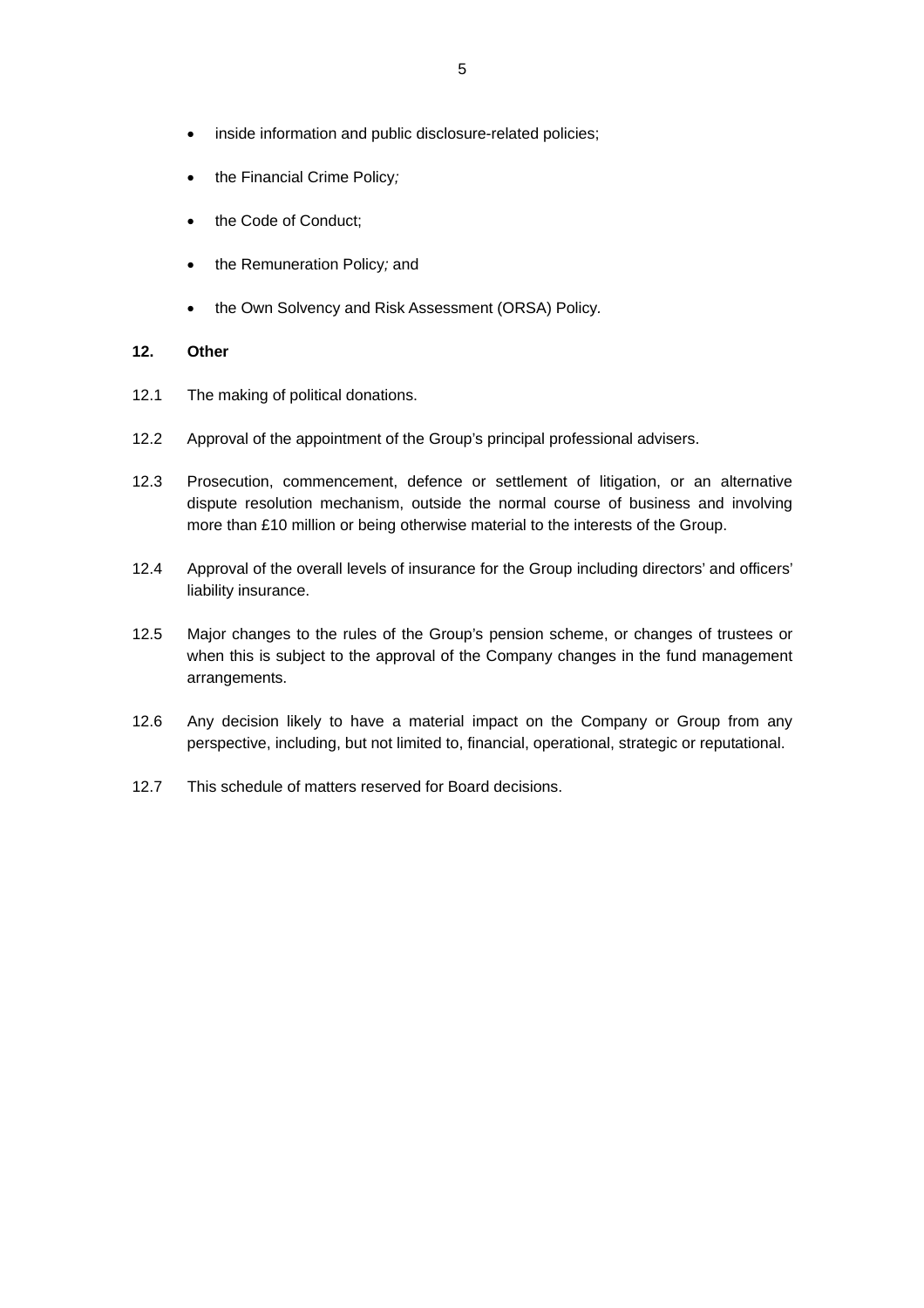- inside information and public disclosure-related policies;
- the Financial Crime Policy;
- the Code of Conduct;
- the Remuneration Policy; and
- the Own Solvency and Risk Assessment (ORSA) Policy.

**12. Other**

12.1 The making of political donations.

12.2 Approval of the appointment of the Group's principal professional advisers.

12.3 Prosecution, commencement, defence or settlement of litigation, or an alternative dispute resolution mechanism, outside the normal course of business and involving more than £10 million or being otherwise material to the interests of the Group.

12.4 Approval of the overall levels of insurance for the Group including directors' and officers' liability insurance.

12.5 Major changes to the rules of the Group's pension scheme, or changes of trustees or when this is subject to the approval of the Company changes in the fund management arrangements.

12.6 Any decision likely to have a material impact on the Company or Group from any perspective, including, but not limited to, financial, operational, strategic or reputational.

12.7 This schedule of matters reserved for Board decisions.